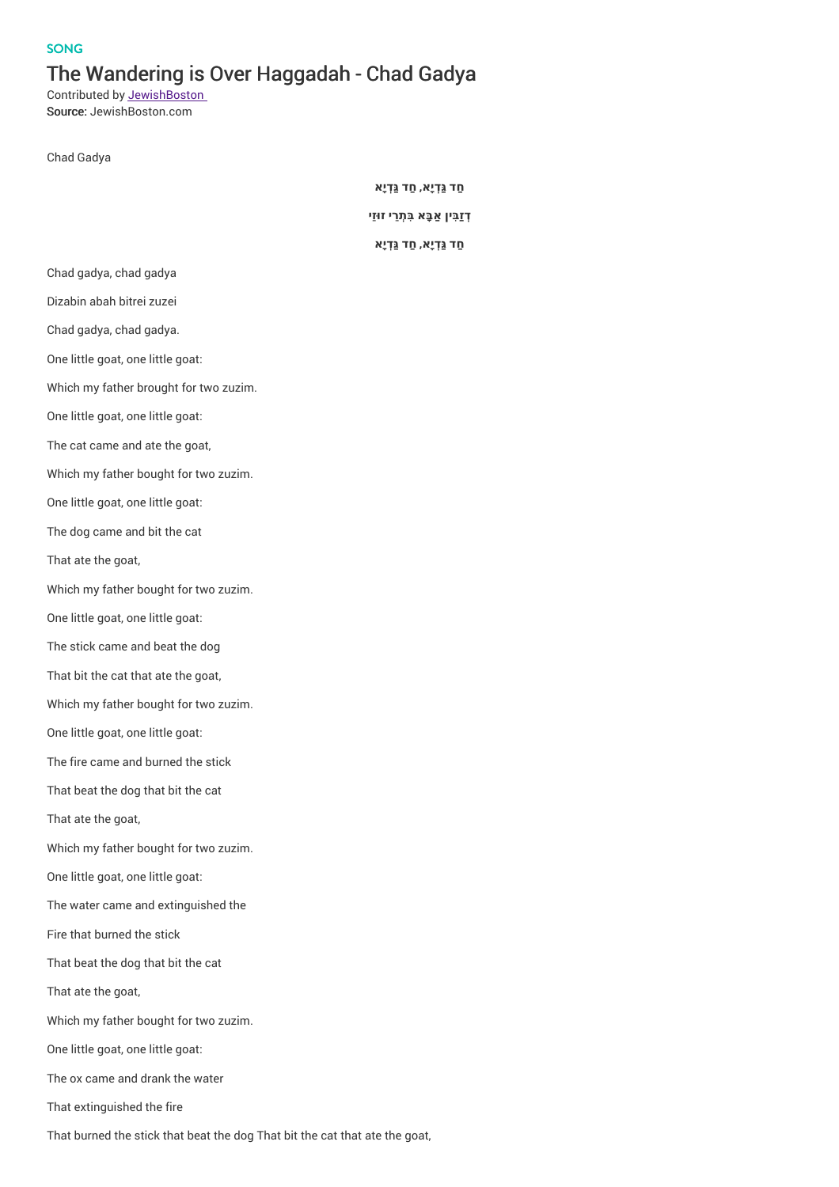SONG

# The Wandering is Over Haggadah - Chad Gadya

Contributed by JewishBoston

**Source:** JewishBoston.com

Chad Gadya

חַד גַּדְיָא, חַד גַּדְיָא

דְזַבִּין אַבָּא בִּתְרֵי זוּזֵי

חַד גַּדְיָא, חַד גַּדְיָא

Chad gadya, chad gadya

Dizabin abah bitrei zuzei

Chad gadya, chad gadya.

One little goat, one little goat:

Which my father brought for two zuzim.

One little goat, one little goat:

The cat came and ate the goat,

Which my father bought for two zuzim.

One little goat, one little goat:

The dog came and bit the cat

That ate the goat,

Which my father bought for two zuzim.

One little goat, one little goat:

The stick came and beat the dog

That bit the cat that ate the goat,

Which my father bought for two zuzim.

One little goat, one little goat:

The fire came and burned the stick

That beat the dog that bit the cat

That ate the goat,

Which my father bought for two zuzim.

One little goat, one little goat:

The water came and extinguished the

Fire that burned the stick

That beat the dog that bit the cat

That ate the goat,

Which my father bought for two zuzim.

One little goat, one little goat:

The ox came and drank the water

That extinguished the fire

That burned the stick that beat the dog That bit the cat that ate the goat,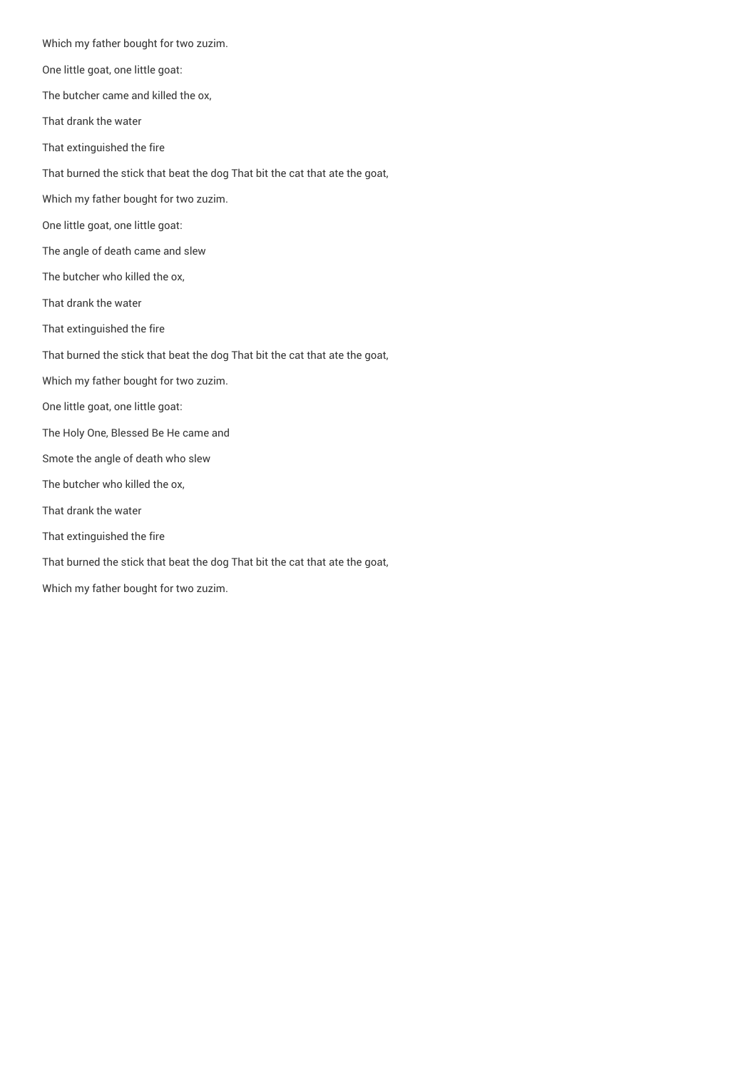Which my father bought for two zuzim.

One little goat, one little goat:

The butcher came and killed the ox,

That drank the water

That extinguished the fire

That burned the stick that beat the dog That bit the cat that ate the goat,

Which my father bought for two zuzim.

One little goat, one little goat:

The angle of death came and slew

The butcher who killed the ox,

That drank the water

That extinguished the fire

That burned the stick that beat the dog That bit the cat that ate the goat,

Which my father bought for two zuzim.

One little goat, one little goat:

The Holy One, Blessed Be He came and

Smote the angle of death who slew

The butcher who killed the ox,

That drank the water

That extinguished the fire

That burned the stick that beat the dog That bit the cat that ate the goat,

Which my father bought for two zuzim.